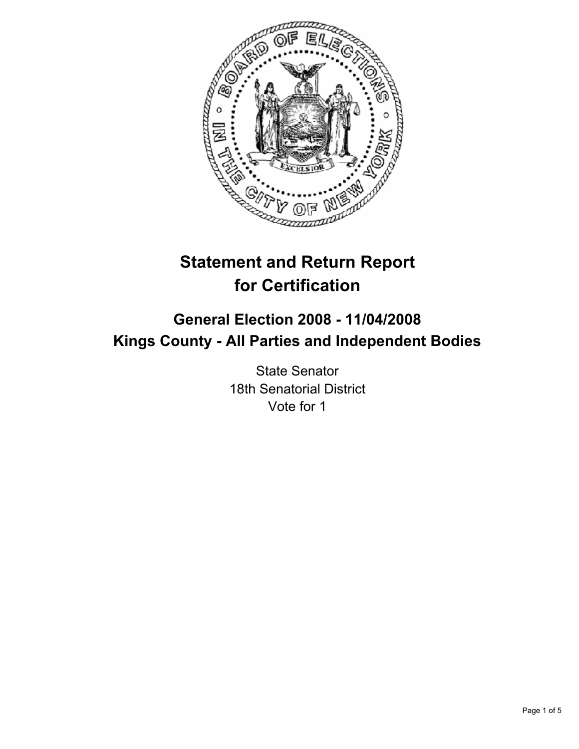# Statement and Return Report for Certification

## General Election 2008 - 11/04/2008
## Kings County - All Parties and Independent Bodies

State Senator
18th Senatorial District
Vote for 1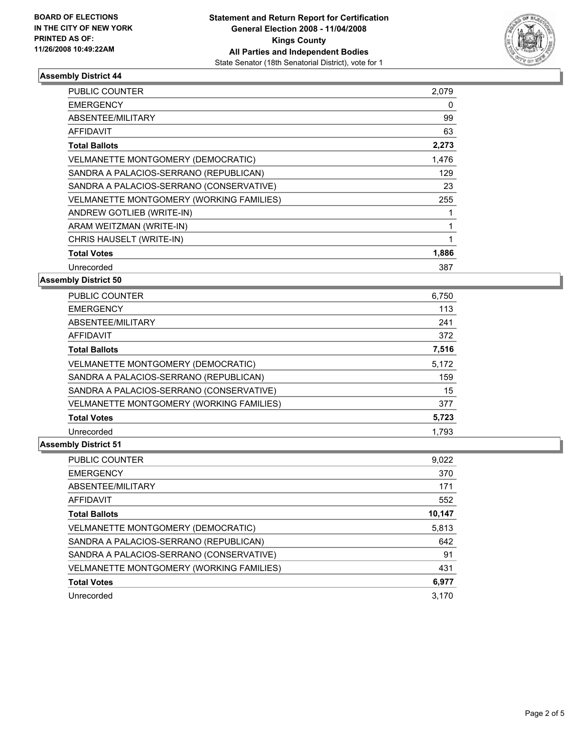BOARD OF ELECTIONS
IN THE CITY OF NEW YORK
PRINTED AS OF:
11/26/2008 10:49:22AM

**Statement and Return Report for Certification**
**General Election 2008 - 11/04/2008**
**Kings County**
**All Parties and Independent Bodies**
State Senator (18th Senatorial District), vote for 1

### Assembly District 44

| | |
|---|---|
| PUBLIC COUNTER | 2,079 |
| EMERGENCY | 0 |
| ABSENTEE/MILITARY | 99 |
| AFFIDAVIT | 63 |
| **Total Ballots** | **2,273** |
| VELMANETTE MONTGOMERY (DEMOCRATIC) | 1,476 |
| SANDRA A PALACIOS-SERRANO (REPUBLICAN) | 129 |
| SANDRA A PALACIOS-SERRANO (CONSERVATIVE) | 23 |
| VELMANETTE MONTGOMERY (WORKING FAMILIES) | 255 |
| ANDREW GOTLIEB (WRITE-IN) | 1 |
| ARAM WEITZMAN (WRITE-IN) | 1 |
| CHRIS HAUSELT (WRITE-IN) | 1 |
| **Total Votes** | **1,886** |
| Unrecorded | 387 |

### Assembly District 50

| | |
|---|---|
| PUBLIC COUNTER | 6,750 |
| EMERGENCY | 113 |
| ABSENTEE/MILITARY | 241 |
| AFFIDAVIT | 372 |
| **Total Ballots** | **7,516** |
| VELMANETTE MONTGOMERY (DEMOCRATIC) | 5,172 |
| SANDRA A PALACIOS-SERRANO (REPUBLICAN) | 159 |
| SANDRA A PALACIOS-SERRANO (CONSERVATIVE) | 15 |
| VELMANETTE MONTGOMERY (WORKING FAMILIES) | 377 |
| **Total Votes** | **5,723** |
| Unrecorded | 1,793 |

### Assembly District 51

| | |
|---|---|
| PUBLIC COUNTER | 9,022 |
| EMERGENCY | 370 |
| ABSENTEE/MILITARY | 171 |
| AFFIDAVIT | 552 |
| **Total Ballots** | **10,147** |
| VELMANETTE MONTGOMERY (DEMOCRATIC) | 5,813 |
| SANDRA A PALACIOS-SERRANO (REPUBLICAN) | 642 |
| SANDRA A PALACIOS-SERRANO (CONSERVATIVE) | 91 |
| VELMANETTE MONTGOMERY (WORKING FAMILIES) | 431 |
| **Total Votes** | **6,977** |
| Unrecorded | 3,170 |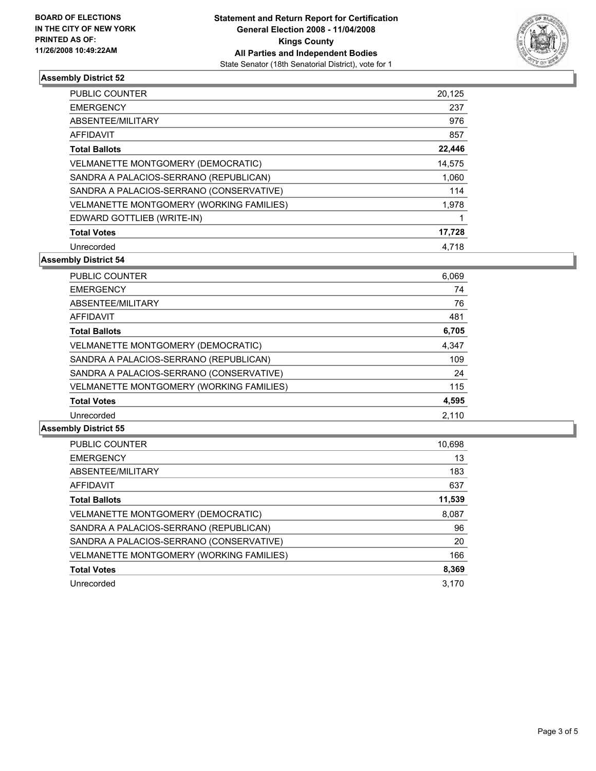**BOARD OF ELECTIONS**
**IN THE CITY OF NEW YORK**
**PRINTED AS OF:**
**11/26/2008 10:49:22AM**

**Statement and Return Report for Certification**
**General Election 2008 - 11/04/2008**
**Kings County**
**All Parties and Independent Bodies**
State Senator (18th Senatorial District), vote for 1

## Assembly District 52

| | |
|---|---|
| PUBLIC COUNTER | 20,125 |
| EMERGENCY | 237 |
| ABSENTEE/MILITARY | 976 |
| AFFIDAVIT | 857 |
| **Total Ballots** | **22,446** |
| VELMANETTE MONTGOMERY (DEMOCRATIC) | 14,575 |
| SANDRA A PALACIOS-SERRANO (REPUBLICAN) | 1,060 |
| SANDRA A PALACIOS-SERRANO (CONSERVATIVE) | 114 |
| VELMANETTE MONTGOMERY (WORKING FAMILIES) | 1,978 |
| EDWARD GOTTLIEB (WRITE-IN) | 1 |
| **Total Votes** | **17,728** |
| Unrecorded | 4,718 |

## Assembly District 54

| | |
|---|---|
| PUBLIC COUNTER | 6,069 |
| EMERGENCY | 74 |
| ABSENTEE/MILITARY | 76 |
| AFFIDAVIT | 481 |
| **Total Ballots** | **6,705** |
| VELMANETTE MONTGOMERY (DEMOCRATIC) | 4,347 |
| SANDRA A PALACIOS-SERRANO (REPUBLICAN) | 109 |
| SANDRA A PALACIOS-SERRANO (CONSERVATIVE) | 24 |
| VELMANETTE MONTGOMERY (WORKING FAMILIES) | 115 |
| **Total Votes** | **4,595** |
| Unrecorded | 2,110 |

## Assembly District 55

| | |
|---|---|
| PUBLIC COUNTER | 10,698 |
| EMERGENCY | 13 |
| ABSENTEE/MILITARY | 183 |
| AFFIDAVIT | 637 |
| **Total Ballots** | **11,539** |
| VELMANETTE MONTGOMERY (DEMOCRATIC) | 8,087 |
| SANDRA A PALACIOS-SERRANO (REPUBLICAN) | 96 |
| SANDRA A PALACIOS-SERRANO (CONSERVATIVE) | 20 |
| VELMANETTE MONTGOMERY (WORKING FAMILIES) | 166 |
| **Total Votes** | **8,369** |
| Unrecorded | 3,170 |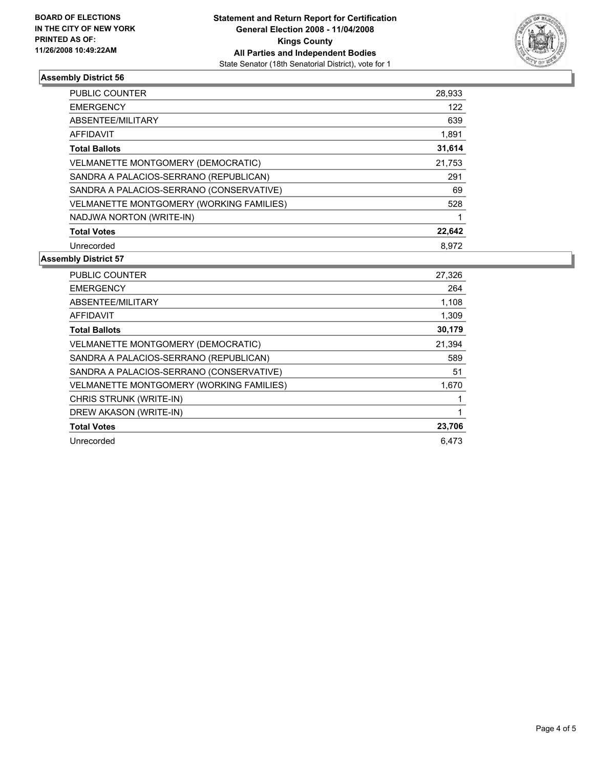**BOARD OF ELECTIONS IN THE CITY OF NEW YORK PRINTED AS OF: 11/26/2008 10:49:22AM**

**Statement and Return Report for Certification**
**General Election 2008 - 11/04/2008**
**Kings County**
**All Parties and Independent Bodies**
State Senator (18th Senatorial District), vote for 1

## Assembly District 56

| | |
|---|---|
| PUBLIC COUNTER | 28,933 |
| EMERGENCY | 122 |
| ABSENTEE/MILITARY | 639 |
| AFFIDAVIT | 1,891 |
| **Total Ballots** | **31,614** |
| VELMANETTE MONTGOMERY (DEMOCRATIC) | 21,753 |
| SANDRA A PALACIOS-SERRANO (REPUBLICAN) | 291 |
| SANDRA A PALACIOS-SERRANO (CONSERVATIVE) | 69 |
| VELMANETTE MONTGOMERY (WORKING FAMILIES) | 528 |
| NADJWA NORTON (WRITE-IN) | 1 |
| **Total Votes** | **22,642** |
| Unrecorded | 8,972 |

## Assembly District 57

| | |
|---|---|
| PUBLIC COUNTER | 27,326 |
| EMERGENCY | 264 |
| ABSENTEE/MILITARY | 1,108 |
| AFFIDAVIT | 1,309 |
| **Total Ballots** | **30,179** |
| VELMANETTE MONTGOMERY (DEMOCRATIC) | 21,394 |
| SANDRA A PALACIOS-SERRANO (REPUBLICAN) | 589 |
| SANDRA A PALACIOS-SERRANO (CONSERVATIVE) | 51 |
| VELMANETTE MONTGOMERY (WORKING FAMILIES) | 1,670 |
| CHRIS STRUNK (WRITE-IN) | 1 |
| DREW AKASON (WRITE-IN) | 1 |
| **Total Votes** | **23,706** |
| Unrecorded | 6,473 |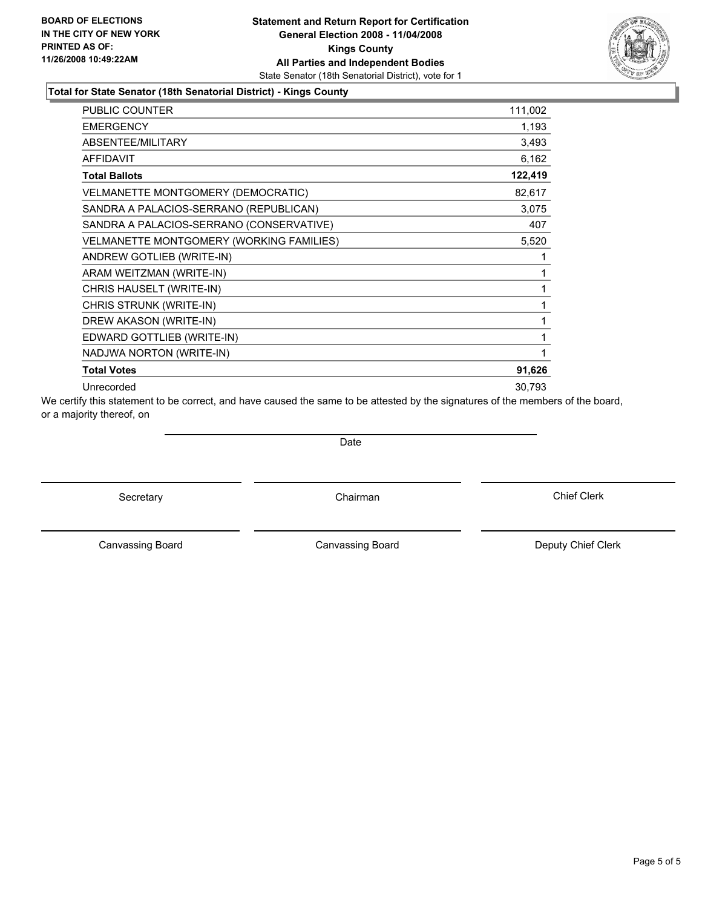**BOARD OF ELECTIONS**
**IN THE CITY OF NEW YORK**
**PRINTED AS OF:**
**11/26/2008 10:49:22AM**

**Statement and Return Report for Certification**
**General Election 2008 - 11/04/2008**
**Kings County**
**All Parties and Independent Bodies**
State Senator (18th Senatorial District), vote for 1

## Total for State Senator (18th Senatorial District) - Kings County

| | |
|---|---|
| PUBLIC COUNTER | 111,002 |
| EMERGENCY | 1,193 |
| ABSENTEE/MILITARY | 3,493 |
| AFFIDAVIT | 6,162 |
| **Total Ballots** | **122,419** |
| VELMANETTE MONTGOMERY (DEMOCRATIC) | 82,617 |
| SANDRA A PALACIOS-SERRANO (REPUBLICAN) | 3,075 |
| SANDRA A PALACIOS-SERRANO (CONSERVATIVE) | 407 |
| VELMANETTE MONTGOMERY (WORKING FAMILIES) | 5,520 |
| ANDREW GOTLIEB (WRITE-IN) | 1 |
| ARAM WEITZMAN (WRITE-IN) | 1 |
| CHRIS HAUSELT (WRITE-IN) | 1 |
| CHRIS STRUNK (WRITE-IN) | 1 |
| DREW AKASON (WRITE-IN) | 1 |
| EDWARD GOTTLIEB (WRITE-IN) | 1 |
| NADJWA NORTON (WRITE-IN) | 1 |
| **Total Votes** | **91,626** |
| Unrecorded | 30,793 |

We certify this statement to be correct, and have caused the same to be attested by the signatures of the members of the board, or a majority thereof, on

Date

Secretary | Chairman | Chief Clerk

Canvassing Board | Canvassing Board | Deputy Chief Clerk